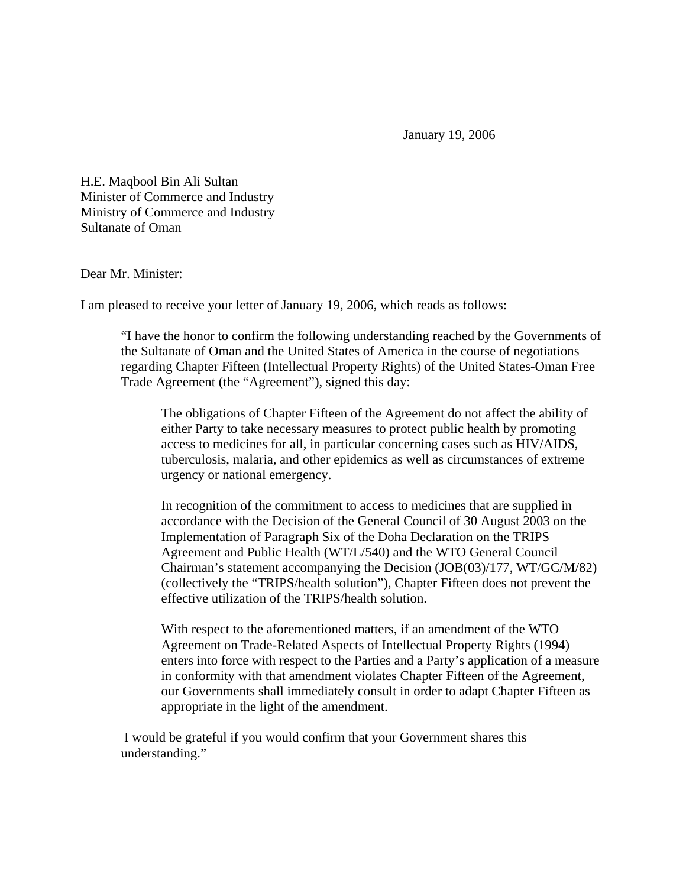January 19, 2006

H.E. Maqbool Bin Ali Sultan
Minister of Commerce and Industry
Ministry of Commerce and Industry
Sultanate of Oman

Dear Mr. Minister:

I am pleased to receive your letter of January 19, 2006, which reads as follows:

> "I have the honor to confirm the following understanding reached by the Governments of the Sultanate of Oman and the United States of America in the course of negotiations regarding Chapter Fifteen (Intellectual Property Rights) of the United States-Oman Free Trade Agreement (the "Agreement"), signed this day:
>
> > The obligations of Chapter Fifteen of the Agreement do not affect the ability of either Party to take necessary measures to protect public health by promoting access to medicines for all, in particular concerning cases such as HIV/AIDS, tuberculosis, malaria, and other epidemics as well as circumstances of extreme urgency or national emergency.
> >
> > In recognition of the commitment to access to medicines that are supplied in accordance with the Decision of the General Council of 30 August 2003 on the Implementation of Paragraph Six of the Doha Declaration on the TRIPS Agreement and Public Health (WT/L/540) and the WTO General Council Chairman's statement accompanying the Decision (JOB(03)/177, WT/GC/M/82) (collectively the "TRIPS/health solution"), Chapter Fifteen does not prevent the effective utilization of the TRIPS/health solution.
> >
> > With respect to the aforementioned matters, if an amendment of the WTO Agreement on Trade-Related Aspects of Intellectual Property Rights (1994) enters into force with respect to the Parties and a Party's application of a measure in conformity with that amendment violates Chapter Fifteen of the Agreement, our Governments shall immediately consult in order to adapt Chapter Fifteen as appropriate in the light of the amendment.
>
> I would be grateful if you would confirm that your Government shares this understanding."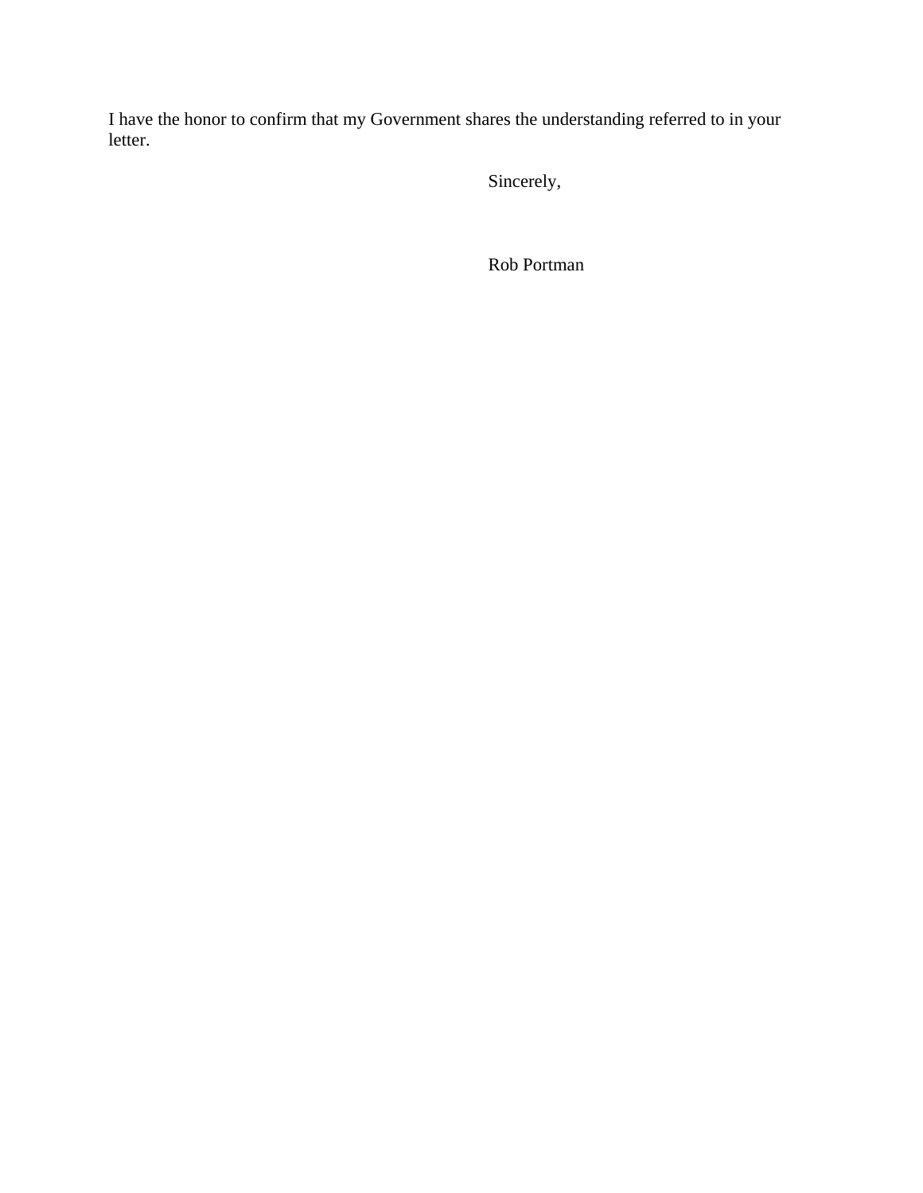I have the honor to confirm that my Government shares the understanding referred to in your letter.

Sincerely,

Rob Portman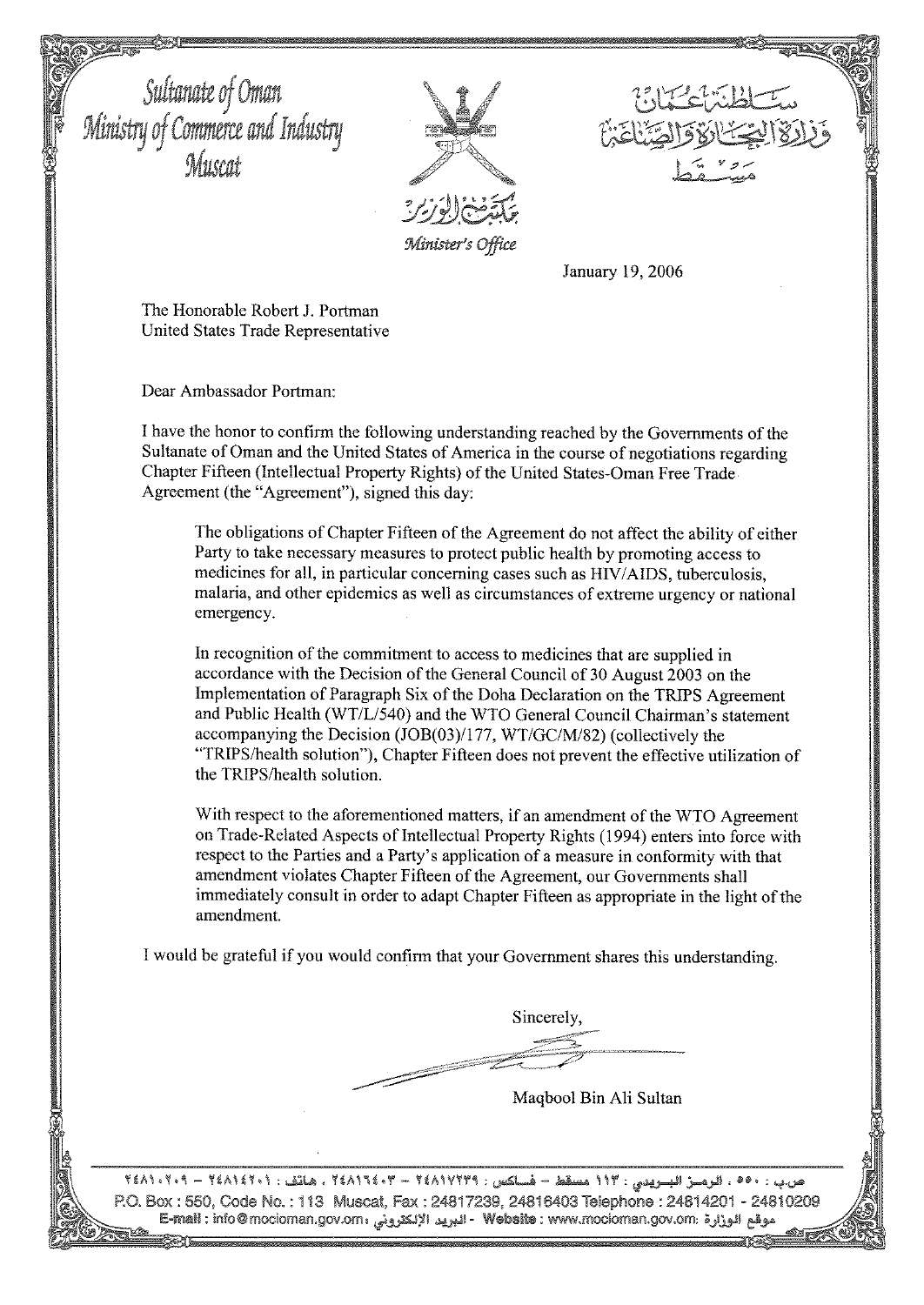*Sultanate of Oman*
*Ministry of Commerce and Industry*
*Muscat*

سلطنة عمان
وزارة التجارة والصناعة
مسقط

مكتب الوزير
*Minister's Office*

January 19, 2006

The Honorable Robert J. Portman
United States Trade Representative

Dear Ambassador Portman:

I have the honor to confirm the following understanding reached by the Governments of the Sultanate of Oman and the United States of America in the course of negotiations regarding Chapter Fifteen (Intellectual Property Rights) of the United States-Oman Free Trade Agreement (the "Agreement"), signed this day:

> The obligations of Chapter Fifteen of the Agreement do not affect the ability of either Party to take necessary measures to protect public health by promoting access to medicines for all, in particular concerning cases such as HIV/AIDS, tuberculosis, malaria, and other epidemics as well as circumstances of extreme urgency or national emergency.
>
> In recognition of the commitment to access to medicines that are supplied in accordance with the Decision of the General Council of 30 August 2003 on the Implementation of Paragraph Six of the Doha Declaration on the TRIPS Agreement and Public Health (WT/L/540) and the WTO General Council Chairman's statement accompanying the Decision (JOB(03)/177, WT/GC/M/82) (collectively the "TRIPS/health solution"), Chapter Fifteen does not prevent the effective utilization of the TRIPS/health solution.
>
> With respect to the aforementioned matters, if an amendment of the WTO Agreement on Trade-Related Aspects of Intellectual Property Rights (1994) enters into force with respect to the Parties and a Party's application of a measure in conformity with that amendment violates Chapter Fifteen of the Agreement, our Governments shall immediately consult in order to adapt Chapter Fifteen as appropriate in the light of the amendment.

I would be grateful if you would confirm that your Government shares this understanding.

Sincerely,

Maqbool Bin Ali Sultan

ص.ب : ٥٥٠ ، الرمز البريدي : ١١٣ مسقط – فاكس : ٢٤٨١٧٢٣٩ – ٢٤٨١٦٤٠٣ ، هاتف : ٢٤٨١٤٢٠١ – ٢٤٨١٠٢٠٩

P.O. Box : 550, Code No. : 113 Muscat, Fax : 24817239, 24816403 Telephone : 24814201 - 24810209

E-mail : info@mocioman.gov.om، البريد الإلكتروني - Website : www.mocioman.gov.om، موقع الوزارة